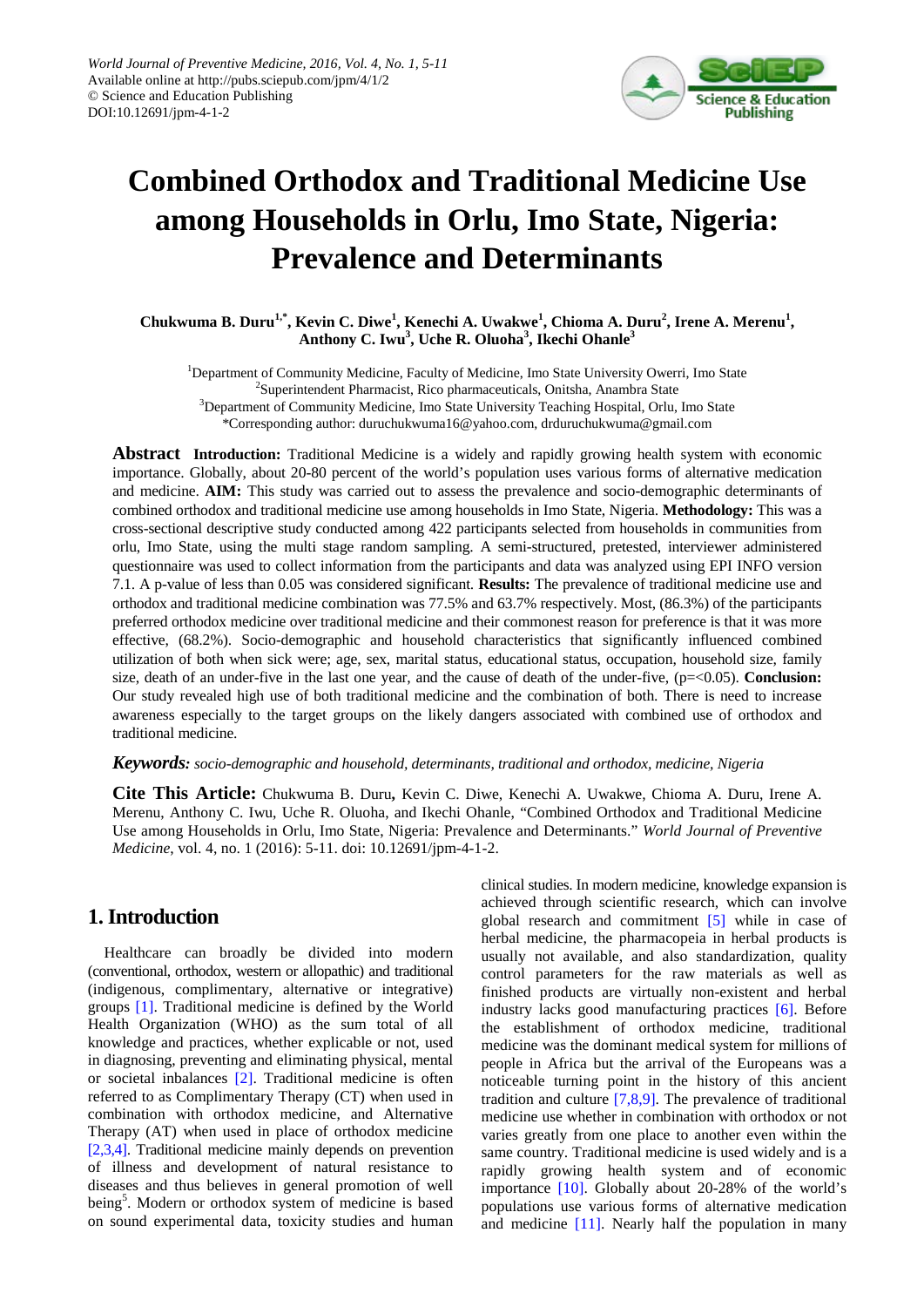World Journal of Preventive Medicine, 2016, Vol. 4, No. 1, 5-11
Available online at http://pubs.sciepub.com/jpm/4/1/2
© Science and Education Publishing
DOI:10.12691/jpm-4-1-2

# Combined Orthodox and Traditional Medicine Use among Households in Orlu, Imo State, Nigeria: Prevalence and Determinants

**Chukwuma B. Duru[1,*], Kevin C. Diwe[1], Kenechi A. Uwakwe[1], Chioma A. Duru[2], Irene A. Merenu[1], Anthony C. Iwu[3], Uche R. Oluoha[3], Ikechi Ohanle[3]**

[1]Department of Community Medicine, Faculty of Medicine, Imo State University Owerri, Imo State
[2]Superintendent Pharmacist, Rico pharmaceuticals, Onitsha, Anambra State
[3]Department of Community Medicine, Imo State University Teaching Hospital, Orlu, Imo State
*Corresponding author: duruchukwuma16@yahoo.com, drduruchukwuma@gmail.com

**Abstract** **Introduction:** Traditional Medicine is a widely and rapidly growing health system with economic importance. Globally, about 20-80 percent of the world's population uses various forms of alternative medication and medicine. **AIM:** This study was carried out to assess the prevalence and socio-demographic determinants of combined orthodox and traditional medicine use among households in Imo State, Nigeria. **Methodology:** This was a cross-sectional descriptive study conducted among 422 participants selected from households in communities from orlu, Imo State, using the multi stage random sampling. A semi-structured, pretested, interviewer administered questionnaire was used to collect information from the participants and data was analyzed using EPI INFO version 7.1. A p-value of less than 0.05 was considered significant. **Results:** The prevalence of traditional medicine use and orthodox and traditional medicine combination was 77.5% and 63.7% respectively. Most, (86.3%) of the participants preferred orthodox medicine over traditional medicine and their commonest reason for preference is that it was more effective, (68.2%). Socio-demographic and household characteristics that significantly influenced combined utilization of both when sick were; age, sex, marital status, educational status, occupation, household size, family size, death of an under-five in the last one year, and the cause of death of the under-five, (p=<0.05). **Conclusion:** Our study revealed high use of both traditional medicine and the combination of both. There is need to increase awareness especially to the target groups on the likely dangers associated with combined use of orthodox and traditional medicine.

***Keywords:*** *socio-demographic and household, determinants, traditional and orthodox, medicine, Nigeria*

**Cite This Article:** Chukwuma B. Duru**,** Kevin C. Diwe, Kenechi A. Uwakwe, Chioma A. Duru, Irene A. Merenu, Anthony C. Iwu, Uche R. Oluoha, and Ikechi Ohanle, "Combined Orthodox and Traditional Medicine Use among Households in Orlu, Imo State, Nigeria: Prevalence and Determinants." *World Journal of Preventive Medicine*, vol. 4, no. 1 (2016): 5-11. doi: 10.12691/jpm-4-1-2.

## 1. Introduction

Healthcare can broadly be divided into modern (conventional, orthodox, western or allopathic) and traditional (indigenous, complimentary, alternative or integrative) groups [1]. Traditional medicine is defined by the World Health Organization (WHO) as the sum total of all knowledge and practices, whether explicable or not, used in diagnosing, preventing and eliminating physical, mental or societal inbalances [2]. Traditional medicine is often referred to as Complimentary Therapy (CT) when used in combination with orthodox medicine, and Alternative Therapy (AT) when used in place of orthodox medicine [2,3,4]. Traditional medicine mainly depends on prevention of illness and development of natural resistance to diseases and thus believes in general promotion of well being[5]. Modern or orthodox system of medicine is based on sound experimental data, toxicity studies and human clinical studies. In modern medicine, knowledge expansion is achieved through scientific research, which can involve global research and commitment [5] while in case of herbal medicine, the pharmacopeia in herbal products is usually not available, and also standardization, quality control parameters for the raw materials as well as finished products are virtually non-existent and herbal industry lacks good manufacturing practices [6]. Before the establishment of orthodox medicine, traditional medicine was the dominant medical system for millions of people in Africa but the arrival of the Europeans was a noticeable turning point in the history of this ancient tradition and culture [7,8,9]. The prevalence of traditional medicine use whether in combination with orthodox or not varies greatly from one place to another even within the same country. Traditional medicine is used widely and is a rapidly growing health system and of economic importance [10]. Globally about 20-28% of the world's populations use various forms of alternative medication and medicine [11]. Nearly half the population in many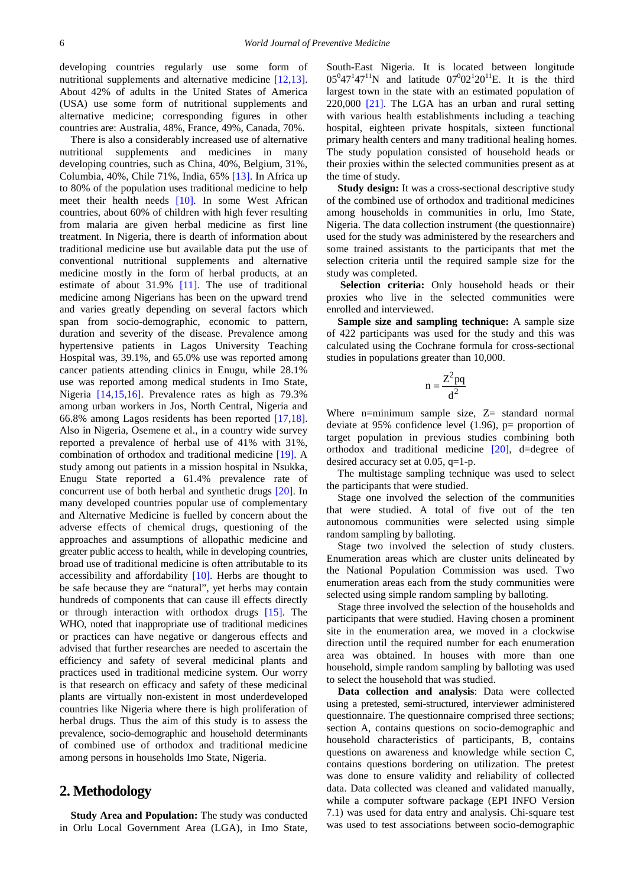developing countries regularly use some form of nutritional supplements and alternative medicine [12,13]. About 42% of adults in the United States of America (USA) use some form of nutritional supplements and alternative medicine; corresponding figures in other countries are: Australia, 48%, France, 49%, Canada, 70%.

There is also a considerably increased use of alternative nutritional supplements and medicines in many developing countries, such as China, 40%, Belgium, 31%, Columbia, 40%, Chile 71%, India, 65% [13]. In Africa up to 80% of the population uses traditional medicine to help meet their health needs [10]. In some West African countries, about 60% of children with high fever resulting from malaria are given herbal medicine as first line treatment. In Nigeria, there is dearth of information about traditional medicine use but available data put the use of conventional nutritional supplements and alternative medicine mostly in the form of herbal products, at an estimate of about 31.9% [11]. The use of traditional medicine among Nigerians has been on the upward trend and varies greatly depending on several factors which span from socio-demographic, economic to pattern, duration and severity of the disease. Prevalence among hypertensive patients in Lagos University Teaching Hospital was, 39.1%, and 65.0% use was reported among cancer patients attending clinics in Enugu, while 28.1% use was reported among medical students in Imo State, Nigeria [14,15,16]. Prevalence rates as high as 79.3% among urban workers in Jos, North Central, Nigeria and 66.8% among Lagos residents has been reported [17,18]. Also in Nigeria, Osemene et al., in a country wide survey reported a prevalence of herbal use of 41% with 31%, combination of orthodox and traditional medicine [19]. A study among out patients in a mission hospital in Nsukka, Enugu State reported a 61.4% prevalence rate of concurrent use of both herbal and synthetic drugs [20]. In many developed countries popular use of complementary and Alternative Medicine is fuelled by concern about the adverse effects of chemical drugs, questioning of the approaches and assumptions of allopathic medicine and greater public access to health, while in developing countries, broad use of traditional medicine is often attributable to its accessibility and affordability [10]. Herbs are thought to be safe because they are "natural", yet herbs may contain hundreds of components that can cause ill effects directly or through interaction with orthodox drugs [15]. The WHO, noted that inappropriate use of traditional medicines or practices can have negative or dangerous effects and advised that further researches are needed to ascertain the efficiency and safety of several medicinal plants and practices used in traditional medicine system. Our worry is that research on efficacy and safety of these medicinal plants are virtually non-existent in most underdeveloped countries like Nigeria where there is high proliferation of herbal drugs. Thus the aim of this study is to assess the prevalence, socio-demographic and household determinants of combined use of orthodox and traditional medicine among persons in households Imo State, Nigeria.

## 2. Methodology

**Study Area and Population:** The study was conducted in Orlu Local Government Area (LGA), in Imo State, South-East Nigeria. It is located between longitude $05^{0}47^{1}47^{11}$N and latitude $07^{0}02^{1}20^{11}$E. It is the third largest town in the state with an estimated population of 220,000 [21]. The LGA has an urban and rural setting with various health establishments including a teaching hospital, eighteen private hospitals, sixteen functional primary health centers and many traditional healing homes. The study population consisted of household heads or their proxies within the selected communities present as at the time of study.

**Study design:** It was a cross-sectional descriptive study of the combined use of orthodox and traditional medicines among households in communities in orlu, Imo State, Nigeria. The data collection instrument (the questionnaire) used for the study was administered by the researchers and some trained assistants to the participants that met the selection criteria until the required sample size for the study was completed.

**Selection criteria:** Only household heads or their proxies who live in the selected communities were enrolled and interviewed.

**Sample size and sampling technique:** A sample size of 422 participants was used for the study and this was calculated using the Cochrane formula for cross-sectional studies in populations greater than 10,000.

$$n = \frac{Z^2pq}{d^2}$$

Where n=minimum sample size, Z= standard normal deviate at 95% confidence level (1.96), p= proportion of target population in previous studies combining both orthodox and traditional medicine [20], d=degree of desired accuracy set at 0.05, q=1-p.

The multistage sampling technique was used to select the participants that were studied.

Stage one involved the selection of the communities that were studied. A total of five out of the ten autonomous communities were selected using simple random sampling by balloting.

Stage two involved the selection of study clusters. Enumeration areas which are cluster units delineated by the National Population Commission was used. Two enumeration areas each from the study communities were selected using simple random sampling by balloting.

Stage three involved the selection of the households and participants that were studied. Having chosen a prominent site in the enumeration area, we moved in a clockwise direction until the required number for each enumeration area was obtained. In houses with more than one household, simple random sampling by balloting was used to select the household that was studied.

**Data collection and analysis**: Data were collected using a pretested, semi-structured, interviewer administered questionnaire. The questionnaire comprised three sections; section A, contains questions on socio-demographic and household characteristics of participants, B, contains questions on awareness and knowledge while section C, contains questions bordering on utilization. The pretest was done to ensure validity and reliability of collected data. Data collected was cleaned and validated manually, while a computer software package (EPI INFO Version 7.1) was used for data entry and analysis. Chi-square test was used to test associations between socio-demographic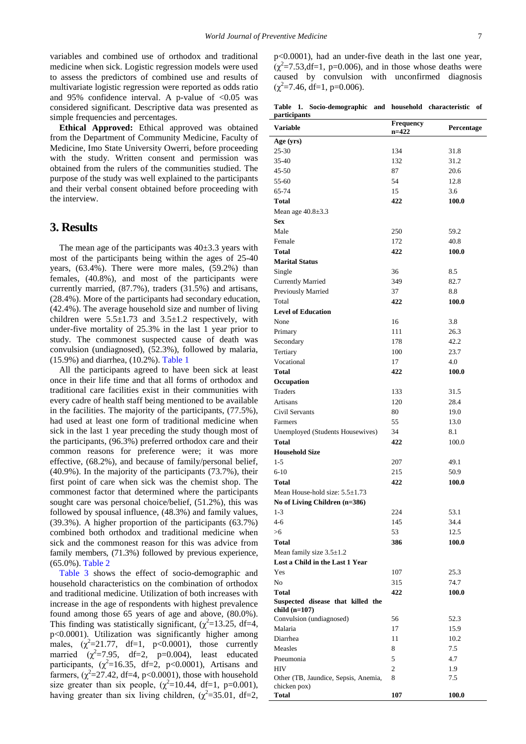variables and combined use of orthodox and traditional medicine when sick. Logistic regression models were used to assess the predictors of combined use and results of multivariate logistic regression were reported as odds ratio and 95% confidence interval. A p-value of <0.05 was considered significant. Descriptive data was presented as simple frequencies and percentages.

**Ethical Approved:** Ethical approved was obtained from the Department of Community Medicine, Faculty of Medicine, Imo State University Owerri, before proceeding with the study. Written consent and permission was obtained from the rulers of the communities studied. The purpose of the study was well explained to the participants and their verbal consent obtained before proceeding with the interview.

## 3. Results

The mean age of the participants was 40±3.3 years with most of the participants being within the ages of 25-40 years, (63.4%). There were more males, (59.2%) than females, (40.8%), and most of the participants were currently married, (87.7%), traders (31.5%) and artisans, (28.4%). More of the participants had secondary education, (42.4%). The average household size and number of living children were 5.5±1.73 and 3.5±1.2 respectively, with under-five mortality of 25.3% in the last 1 year prior to study. The commonest suspected cause of death was convulsion (undiagnosed), (52.3%), followed by malaria, (15.9%) and diarrhea, (10.2%). Table 1

All the participants agreed to have been sick at least once in their life time and that all forms of orthodox and traditional care facilities exist in their communities with every cadre of health staff being mentioned to be available in the facilities. The majority of the participants, (77.5%), had used at least one form of traditional medicine when sick in the last 1 year preceding the study though most of the participants, (96.3%) preferred orthodox care and their common reasons for preference were; it was more effective, (68.2%), and because of family/personal belief, (40.9%). In the majority of the participants (73.7%), their first point of care when sick was the chemist shop. The commonest factor that determined where the participants sought care was personal choice/belief, (51.2%), this was followed by spousal influence, (48.3%) and family values, (39.3%). A higher proportion of the participants (63.7%) combined both orthodox and traditional medicine when sick and the commonest reason for this was advice from family members, (71.3%) followed by previous experience, (65.0%). Table 2

Table 3 shows the effect of socio-demographic and household characteristics on the combination of orthodox and traditional medicine. Utilization of both increases with increase in the age of respondents with highest prevalence found among those 65 years of age and above, (80.0%). This finding was statistically significant, ($\chi^2$=13.25, df=4, p<0.0001). Utilization was significantly higher among males, ($\chi^2$=21.77, df=1, p<0.0001), those currently married ($\chi^2$=7.95, df=2, p=0.004), least educated participants, ($\chi^2$=16.35, df=2, p<0.0001), Artisans and farmers, ($\chi^2$=27.42, df=4, p<0.0001), those with household size greater than six people, ($\chi^2$=10.44, df=1, p=0.001), having greater than six living children, ($\chi^2$=35.01, df=2, p<0.0001), had an under-five death in the last one year, ($\chi^2$=7.53,df=1, p=0.006), and in those whose deaths were caused by convulsion with unconfirmed diagnosis ($\chi^2$=7.46, df=1, p=0.006).

**Table 1. Socio-demographic and household characteristic of participants**

| Variable | Frequency n=422 | Percentage |
|---|---|---|
| **Age (yrs)** | | |
| 25-30 | 134 | 31.8 |
| 35-40 | 132 | 31.2 |
| 45-50 | 87 | 20.6 |
| 55-60 | 54 | 12.8 |
| 65-74 | 15 | 3.6 |
| **Total** | **422** | **100.0** |
| Mean age 40.8±3.3 | | |
| **Sex** | | |
| Male | 250 | 59.2 |
| Female | 172 | 40.8 |
| **Total** | **422** | **100.0** |
| **Marital Status** | | |
| Single | 36 | 8.5 |
| Currently Married | 349 | 82.7 |
| Previously Married | 37 | 8.8 |
| Total | **422** | **100.0** |
| **Level of Education** | | |
| None | 16 | 3.8 |
| Primary | 111 | 26.3 |
| Secondary | 178 | 42.2 |
| Tertiary | 100 | 23.7 |
| Vocational | 17 | 4.0 |
| **Total** | **422** | **100.0** |
| **Occupation** | | |
| Traders | 133 | 31.5 |
| Artisans | 120 | 28.4 |
| Civil Servants | 80 | 19.0 |
| Farmers | 55 | 13.0 |
| Unemployed (Students Housewives) | 34 | 8.1 |
| **Total** | **422** | 100.0 |
| **Household Size** | | |
| 1-5 | 207 | 49.1 |
| 6-10 | 215 | 50.9 |
| **Total** | **422** | **100.0** |
| Mean House-hold size: 5.5±1.73 | | |
| **No of Living Children (n=386)** | | |
| 1-3 | 224 | 53.1 |
| 4-6 | 145 | 34.4 |
| >6 | 53 | 12.5 |
| **Total** | **386** | **100.0** |
| Mean family size 3.5±1.2 | | |
| **Lost a Child in the Last 1 Year** | | |
| Yes | 107 | 25.3 |
| No | 315 | 74.7 |
| **Total** | **422** | **100.0** |
| **Suspected disease that killed the child (n=107)** | | |
| Convulsion (undiagnosed) | 56 | 52.3 |
| Malaria | 17 | 15.9 |
| Diarrhea | 11 | 10.2 |
| Measles | 8 | 7.5 |
| Pneumonia | 5 | 4.7 |
| HIV | 2 | 1.9 |
| Other (TB, Jaundice, Sepsis, Anemia, chicken pox) | 8 | 7.5 |
| **Total** | **107** | **100.0** |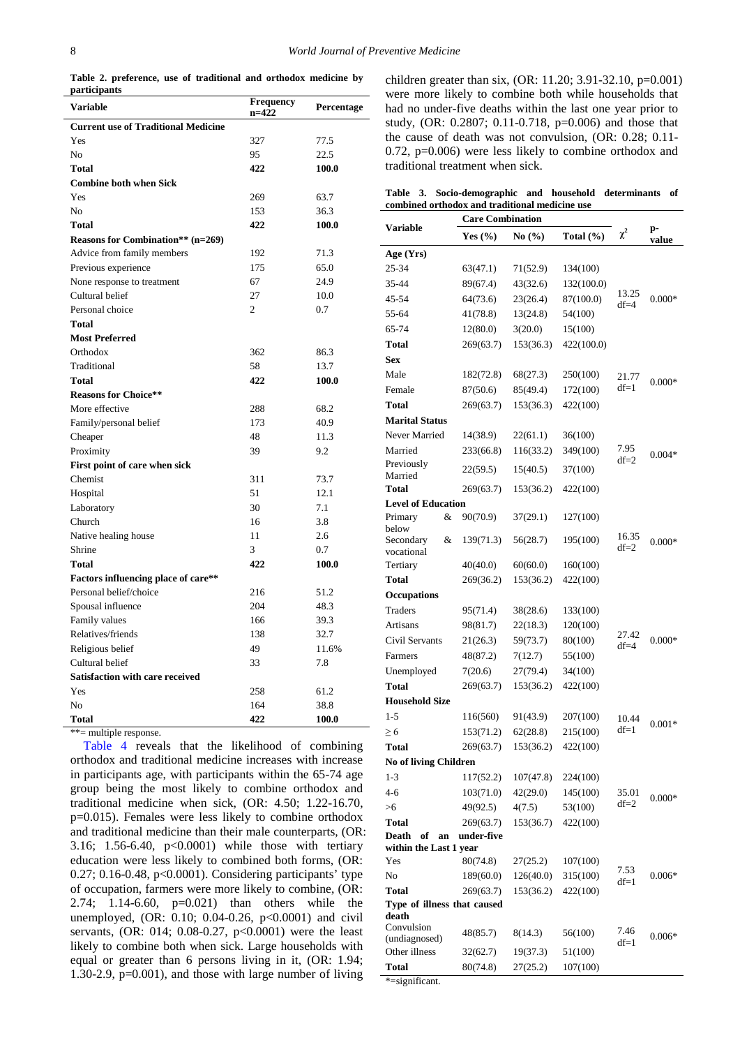**Table 2. preference, use of traditional and orthodox medicine by participants**

| Variable | Frequency n=422 | Percentage |
|---|---|---|
| **Current use of Traditional Medicine** | | |
| Yes | 327 | 77.5 |
| No | 95 | 22.5 |
| **Total** | **422** | **100.0** |
| **Combine both when Sick** | | |
| Yes | 269 | 63.7 |
| No | 153 | 36.3 |
| **Total** | **422** | **100.0** |
| **Reasons for Combination** (n=269)** | | |
| Advice from family members | 192 | 71.3 |
| Previous experience | 175 | 65.0 |
| None response to treatment | 67 | 24.9 |
| Cultural belief | 27 | 10.0 |
| Personal choice | 2 | 0.7 |
| **Total** | | |
| **Most Preferred** | | |
| Orthodox | 362 | 86.3 |
| Traditional | 58 | 13.7 |
| **Total** | **422** | **100.0** |
| **Reasons for Choice**** | | |
| More effective | 288 | 68.2 |
| Family/personal belief | 173 | 40.9 |
| Cheaper | 48 | 11.3 |
| Proximity | 39 | 9.2 |
| **First point of care when sick** | | |
| Chemist | 311 | 73.7 |
| Hospital | 51 | 12.1 |
| Laboratory | 30 | 7.1 |
| Church | 16 | 3.8 |
| Native healing house | 11 | 2.6 |
| Shrine | 3 | 0.7 |
| **Total** | **422** | **100.0** |
| **Factors influencing place of care**** | | |
| Personal belief/choice | 216 | 51.2 |
| Spousal influence | 204 | 48.3 |
| Family values | 166 | 39.3 |
| Relatives/friends | 138 | 32.7 |
| Religious belief | 49 | 11.6% |
| Cultural belief | 33 | 7.8 |
| **Satisfaction with care received** | | |
| Yes | 258 | 61.2 |
| No | 164 | 38.8 |
| **Total** | **422** | **100.0** |

**= multiple response.

Table 4 reveals that the likelihood of combining orthodox and traditional medicine increases with increase in participants age, with participants within the 65-74 age group being the most likely to combine orthodox and traditional medicine when sick, (OR: 4.50; 1.22-16.70, p=0.015). Females were less likely to combine orthodox and traditional medicine than their male counterparts, (OR: 3.16; 1.56-6.40, p<0.0001) while those with tertiary education were less likely to combined both forms, (OR: 0.27; 0.16-0.48, p<0.0001). Considering participants' type of occupation, farmers were more likely to combine, (OR: 2.74; 1.14-6.60, p=0.021) than others while the unemployed, (OR: 0.10; 0.04-0.26, p<0.0001) and civil servants, (OR: 014; 0.08-0.27, p<0.0001) were the least likely to combine both when sick. Large households with equal or greater than 6 persons living in it, (OR: 1.94; 1.30-2.9, p=0.001), and those with large number of living children greater than six, (OR: 11.20; 3.91-32.10, p=0.001) were more likely to combine both while households that had no under-five deaths within the last one year prior to study, (OR: 0.2807; 0.11-0.718, p=0.006) and those that the cause of death was not convulsion, (OR: 0.28; 0.11-0.72, p=0.006) were less likely to combine orthodox and traditional treatment when sick.

**Table 3. Socio-demographic and household determinants of combined orthodox and traditional medicine use**

| Variable | Care Combination | | | $\chi^2$ | p-value |
|---|---|---|---|---|---|
| | Yes (%) | No (%) | Total (%) | | |
| **Age (Yrs)** | | | | | |
| 25-34 | 63(47.1) | 71(52.9) | 134(100) | | |
| 35-44 | 89(67.4) | 43(32.6) | 132(100.0) | | |
| 45-54 | 64(73.6) | 23(26.4) | 87(100.0) | 13.25 df=4 | 0.000* |
| 55-64 | 41(78.8) | 13(24.8) | 54(100) | | |
| 65-74 | 12(80.0) | 3(20.0) | 15(100) | | |
| **Total** | 269(63.7) | 153(36.3) | 422(100.0) | | |
| **Sex** | | | | | |
| Male | 182(72.8) | 68(27.3) | 250(100) | 21.77 df=1 | 0.000* |
| Female | 87(50.6) | 85(49.4) | 172(100) | | |
| **Total** | 269(63.7) | 153(36.3) | 422(100) | | |
| **Marital Status** | | | | | |
| Never Married | 14(38.9) | 22(61.1) | 36(100) | | |
| Married | 233(66.8) | 116(33.2) | 349(100) | 7.95 df=2 | 0.004* |
| Previously Married | 22(59.5) | 15(40.5) | 37(100) | | |
| **Total** | 269(63.7) | 153(36.2) | 422(100) | | |
| **Level of Education** | | | | | |
| Primary & below | 90(70.9) | 37(29.1) | 127(100) | | |
| Secondary & vocational | 139(71.3) | 56(28.7) | 195(100) | 16.35 df=2 | 0.000* |
| Tertiary | 40(40.0) | 60(60.0) | 160(100) | | |
| **Total** | 269(36.2) | 153(36.2) | 422(100) | | |
| **Occupations** | | | | | |
| Traders | 95(71.4) | 38(28.6) | 133(100) | | |
| Artisans | 98(81.7) | 22(18.3) | 120(100) | | |
| Civil Servants | 21(26.3) | 59(73.7) | 80(100) | 27.42 df=4 | 0.000* |
| Farmers | 48(87.2) | 7(12.7) | 55(100) | | |
| Unemployed | 7(20.6) | 27(79.4) | 34(100) | | |
| **Total** | 269(63.7) | 153(36.2) | 422(100) | | |
| **Household Size** | | | | | |
| 1-5 | 116(560) | 91(43.9) | 207(100) | 10.44 df=1 | 0.001* |
| ≥ 6 | 153(71.2) | 62(28.8) | 215(100) | | |
| **Total** | 269(63.7) | 153(36.2) | 422(100) | | |
| **No of living Children** | | | | | |
| 1-3 | 117(52.2) | 107(47.8) | 224(100) | | |
| 4-6 | 103(71.0) | 42(29.0) | 145(100) | 35.01 df=2 | 0.000* |
| >6 | 49(92.5) | 4(7.5) | 53(100) | | |
| **Total** | 269(63.7) | 153(36.7) | 422(100) | | |
| **Death of an under-five within the Last 1 year** | | | | | |
| Yes | 80(74.8) | 27(25.2) | 107(100) | 7.53 df=1 | 0.006* |
| No | 189(60.0) | 126(40.0) | 315(100) | | |
| **Total** | 269(63.7) | 153(36.2) | 422(100) | | |
| **Type of illness that caused death** | | | | | |
| Convulsion (undiagnosed) | 48(85.7) | 8(14.3) | 56(100) | 7.46 df=1 | 0.006* |
| Other illness | 32(62.7) | 19(37.3) | 51(100) | | |
| **Total** | 80(74.8) | 27(25.2) | 107(100) | | |

*=significant.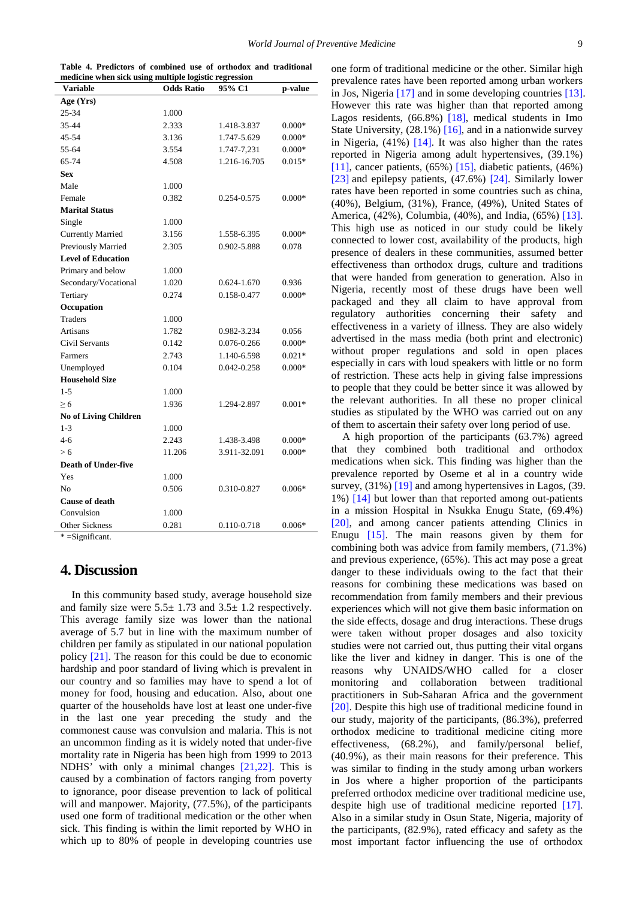**Table 4. Predictors of combined use of orthodox and traditional medicine when sick using multiple logistic regression**

| Variable | Odds Ratio | 95% C1 | p-value |
|---|---|---|---|
| **Age (Yrs)** | | | |
| 25-34 | 1.000 | | |
| 35-44 | 2.333 | 1.418-3.837 | 0.000* |
| 45-54 | 3.136 | 1.747-5.629 | 0.000* |
| 55-64 | 3.554 | 1.747-7,231 | 0.000* |
| 65-74 | 4.508 | 1.216-16.705 | 0.015* |
| **Sex** | | | |
| Male | 1.000 | | |
| Female | 0.382 | 0.254-0.575 | 0.000* |
| **Marital Status** | | | |
| Single | 1.000 | | |
| Currently Married | 3.156 | 1.558-6.395 | 0.000* |
| Previously Married | 2.305 | 0.902-5.888 | 0.078 |
| **Level of Education** | | | |
| Primary and below | 1.000 | | |
| Secondary/Vocational | 1.020 | 0.624-1.670 | 0.936 |
| Tertiary | 0.274 | 0.158-0.477 | 0.000* |
| **Occupation** | | | |
| Traders | 1.000 | | |
| Artisans | 1.782 | 0.982-3.234 | 0.056 |
| Civil Servants | 0.142 | 0.076-0.266 | 0.000* |
| Farmers | 2.743 | 1.140-6.598 | 0.021* |
| Unemployed | 0.104 | 0.042-0.258 | 0.000* |
| **Household Size** | | | |
| 1-5 | 1.000 | | |
| $\geq 6$ | 1.936 | 1.294-2.897 | 0.001* |
| **No of Living Children** | | | |
| 1-3 | 1.000 | | |
| 4-6 | 2.243 | 1.438-3.498 | 0.000* |
| > 6 | 11.206 | 3.911-32.091 | 0.000* |
| **Death of Under-five** | | | |
| Yes | 1.000 | | |
| No | 0.506 | 0.310-0.827 | 0.006* |
| **Cause of death** | | | |
| Convulsion | 1.000 | | |
| Other Sickness | 0.281 | 0.110-0.718 | 0.006* |

* =Significant.

## 4. Discussion

In this community based study, average household size and family size were 5.5± 1.73 and 3.5± 1.2 respectively. This average family size was lower than the national average of 5.7 but in line with the maximum number of children per family as stipulated in our national population policy [21]. The reason for this could be due to economic hardship and poor standard of living which is prevalent in our country and so families may have to spend a lot of money for food, housing and education. Also, about one quarter of the households have lost at least one under-five in the last one year preceding the study and the commonest cause was convulsion and malaria. This is not an uncommon finding as it is widely noted that under-five mortality rate in Nigeria has been high from 1999 to 2013 NDHS' with only a minimal changes [21,22]. This is caused by a combination of factors ranging from poverty to ignorance, poor disease prevention to lack of political will and manpower. Majority, (77.5%), of the participants used one form of traditional medication or the other when sick. This finding is within the limit reported by WHO in which up to 80% of people in developing countries use one form of traditional medicine or the other. Similar high prevalence rates have been reported among urban workers in Jos, Nigeria [17] and in some developing countries [13]. However this rate was higher than that reported among Lagos residents, (66.8%) [18], medical students in Imo State University, (28.1%) [16], and in a nationwide survey in Nigeria, (41%) [14]. It was also higher than the rates reported in Nigeria among adult hypertensives, (39.1%) [11], cancer patients, (65%) [15], diabetic patients, (46%) [23] and epilepsy patients, (47.6%) [24]. Similarly lower rates have been reported in some countries such as china, (40%), Belgium, (31%), France, (49%), United States of America, (42%), Columbia, (40%), and India, (65%) [13]. This high use as noticed in our study could be likely connected to lower cost, availability of the products, high presence of dealers in these communities, assumed better effectiveness than orthodox drugs, culture and traditions that were handed from generation to generation. Also in Nigeria, recently most of these drugs have been well packaged and they all claim to have approval from regulatory authorities concerning their safety and effectiveness in a variety of illness. They are also widely advertised in the mass media (both print and electronic) without proper regulations and sold in open places especially in cars with loud speakers with little or no form of restriction. These acts help in giving false impressions to people that they could be better since it was allowed by the relevant authorities. In all these no proper clinical studies as stipulated by the WHO was carried out on any of them to ascertain their safety over long period of use.

A high proportion of the participants (63.7%) agreed that they combined both traditional and orthodox medications when sick. This finding was higher than the prevalence reported by Oseme et al in a country wide survey, (31%) [19] and among hypertensives in Lagos, (39. 1%) [14] but lower than that reported among out-patients in a mission Hospital in Nsukka Enugu State, (69.4%) [20], and among cancer patients attending Clinics in Enugu [15]. The main reasons given by them for combining both was advice from family members, (71.3%) and previous experience, (65%). This act may pose a great danger to these individuals owing to the fact that their reasons for combining these medications was based on recommendation from family members and their previous experiences which will not give them basic information on the side effects, dosage and drug interactions. These drugs were taken without proper dosages and also toxicity studies were not carried out, thus putting their vital organs like the liver and kidney in danger. This is one of the reasons why UNAIDS/WHO called for a closer monitoring and collaboration between traditional practitioners in Sub-Saharan Africa and the government [20]. Despite this high use of traditional medicine found in our study, majority of the participants, (86.3%), preferred orthodox medicine to traditional medicine citing more effectiveness, (68.2%), and family/personal belief, (40.9%), as their main reasons for their preference. This was similar to finding in the study among urban workers in Jos where a higher proportion of the participants preferred orthodox medicine over traditional medicine use, despite high use of traditional medicine reported [17]. Also in a similar study in Osun State, Nigeria, majority of the participants, (82.9%), rated efficacy and safety as the most important factor influencing the use of orthodox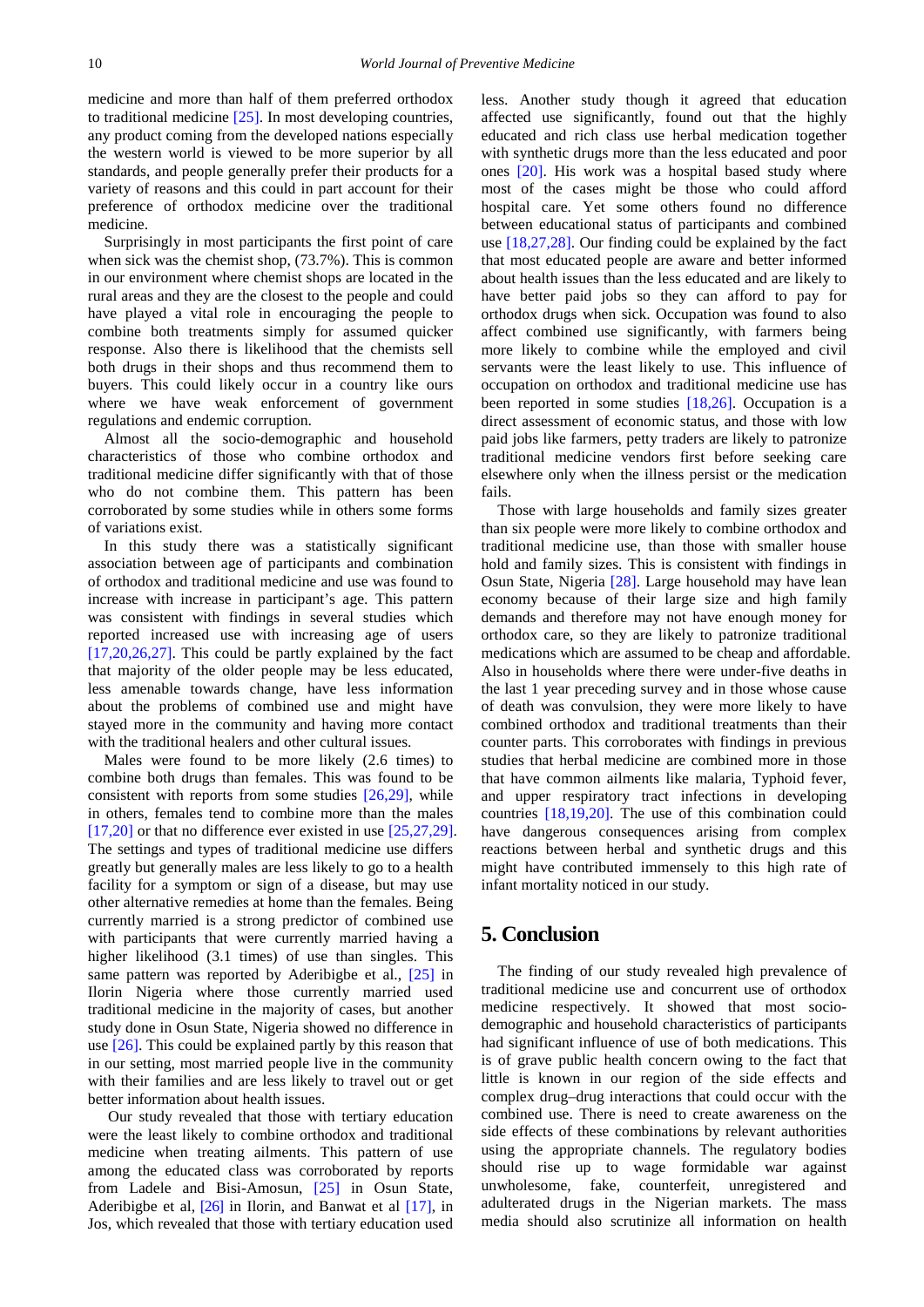medicine and more than half of them preferred orthodox to traditional medicine [25]. In most developing countries, any product coming from the developed nations especially the western world is viewed to be more superior by all standards, and people generally prefer their products for a variety of reasons and this could in part account for their preference of orthodox medicine over the traditional medicine.

Surprisingly in most participants the first point of care when sick was the chemist shop, (73.7%). This is common in our environment where chemist shops are located in the rural areas and they are the closest to the people and could have played a vital role in encouraging the people to combine both treatments simply for assumed quicker response. Also there is likelihood that the chemists sell both drugs in their shops and thus recommend them to buyers. This could likely occur in a country like ours where we have weak enforcement of government regulations and endemic corruption.

Almost all the socio-demographic and household characteristics of those who combine orthodox and traditional medicine differ significantly with that of those who do not combine them. This pattern has been corroborated by some studies while in others some forms of variations exist.

In this study there was a statistically significant association between age of participants and combination of orthodox and traditional medicine and use was found to increase with increase in participant's age. This pattern was consistent with findings in several studies which reported increased use with increasing age of users [17,20,26,27]. This could be partly explained by the fact that majority of the older people may be less educated, less amenable towards change, have less information about the problems of combined use and might have stayed more in the community and having more contact with the traditional healers and other cultural issues.

Males were found to be more likely (2.6 times) to combine both drugs than females. This was found to be consistent with reports from some studies [26,29], while in others, females tend to combine more than the males [17,20] or that no difference ever existed in use [25,27,29]. The settings and types of traditional medicine use differs greatly but generally males are less likely to go to a health facility for a symptom or sign of a disease, but may use other alternative remedies at home than the females. Being currently married is a strong predictor of combined use with participants that were currently married having a higher likelihood (3.1 times) of use than singles. This same pattern was reported by Aderibigbe et al., [25] in Ilorin Nigeria where those currently married used traditional medicine in the majority of cases, but another study done in Osun State, Nigeria showed no difference in use [26]. This could be explained partly by this reason that in our setting, most married people live in the community with their families and are less likely to travel out or get better information about health issues.

Our study revealed that those with tertiary education were the least likely to combine orthodox and traditional medicine when treating ailments. This pattern of use among the educated class was corroborated by reports from Ladele and Bisi-Amosun, [25] in Osun State, Aderibigbe et al, [26] in Ilorin, and Banwat et al [17], in Jos, which revealed that those with tertiary education used less. Another study though it agreed that education affected use significantly, found out that the highly educated and rich class use herbal medication together with synthetic drugs more than the less educated and poor ones [20]. His work was a hospital based study where most of the cases might be those who could afford hospital care. Yet some others found no difference between educational status of participants and combined use [18,27,28]. Our finding could be explained by the fact that most educated people are aware and better informed about health issues than the less educated and are likely to have better paid jobs so they can afford to pay for orthodox drugs when sick. Occupation was found to also affect combined use significantly, with farmers being more likely to combine while the employed and civil servants were the least likely to use. This influence of occupation on orthodox and traditional medicine use has been reported in some studies [18,26]. Occupation is a direct assessment of economic status, and those with low paid jobs like farmers, petty traders are likely to patronize traditional medicine vendors first before seeking care elsewhere only when the illness persist or the medication fails.

Those with large households and family sizes greater than six people were more likely to combine orthodox and traditional medicine use, than those with smaller house hold and family sizes. This is consistent with findings in Osun State, Nigeria [28]. Large household may have lean economy because of their large size and high family demands and therefore may not have enough money for orthodox care, so they are likely to patronize traditional medications which are assumed to be cheap and affordable. Also in households where there were under-five deaths in the last 1 year preceding survey and in those whose cause of death was convulsion, they were more likely to have combined orthodox and traditional treatments than their counter parts. This corroborates with findings in previous studies that herbal medicine are combined more in those that have common ailments like malaria, Typhoid fever, and upper respiratory tract infections in developing countries [18,19,20]. The use of this combination could have dangerous consequences arising from complex reactions between herbal and synthetic drugs and this might have contributed immensely to this high rate of infant mortality noticed in our study.

## 5. Conclusion

The finding of our study revealed high prevalence of traditional medicine use and concurrent use of orthodox medicine respectively. It showed that most socio-demographic and household characteristics of participants had significant influence of use of both medications. This is of grave public health concern owing to the fact that little is known in our region of the side effects and complex drug–drug interactions that could occur with the combined use. There is need to create awareness on the side effects of these combinations by relevant authorities using the appropriate channels. The regulatory bodies should rise up to wage formidable war against unwholesome, fake, counterfeit, unregistered and adulterated drugs in the Nigerian markets. The mass media should also scrutinize all information on health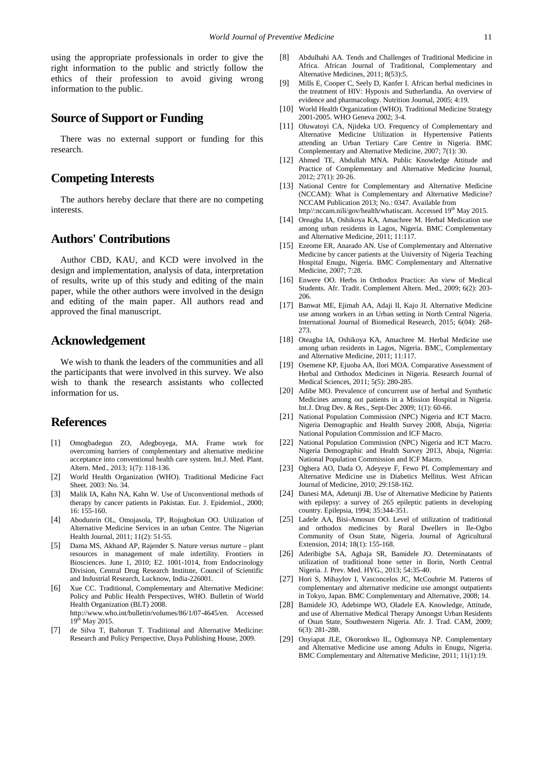using the appropriate professionals in order to give the right information to the public and strictly follow the ethics of their profession to avoid giving wrong information to the public.

## Source of Support or Funding

There was no external support or funding for this research.

## Competing Interests

The authors hereby declare that there are no competing interests.

## Authors' Contributions

Author CBD, KAU, and KCD were involved in the design and implementation, analysis of data, interpretation of results, write up of this study and editing of the main paper, while the other authors were involved in the design and editing of the main paper. All authors read and approved the final manuscript.

## Acknowledgement

We wish to thank the leaders of the communities and all the participants that were involved in this survey. We also wish to thank the research assistants who collected information for us.

## References

[1] Omogbadegun ZO, Adegboyega, MA. Frame work for overcoming barriers of complementary and alternative medicine acceptance into conventional health care system. Int.J. Med. Plant. Altern. Med., 2013; 1(7): 118-136.

[2] World Health Organization (WHO). Traditional Medicine Fact Sheet. 2003: No. 34.

[3] Malik IA, Kahn NA, Kahn W. Use of Unconventional methods of therapy by cancer patients in Pakistan. Eur. J. Epidemiol., 2000; 16: 155-160.

[4] Abodunrin OL, Omojasola, TP, Rojugbokan OO. Utilization of Alternative Medicine Services in an urban Centre. The Nigerian Health Journal, 2011; 11(2): 51-55.

[5] Dama MS, Akhand AP, Rajender S. Nature versus nurture – plant resources in management of male infertility. Frontiers in Biosciences. June 1, 2010; E2. 1001-1014, from Endocrinology Division, Central Drug Research Institute, Council of Scientific and Industrial Research, Lucknow, India-226001.

[6] Xue CC. Traditional, Complementary and Alternative Medicine: Policy and Public Health Perspectives, WHO. Bulletin of World Health Organization (BLT) 2008. http://www.who.int/bulletin/volumes/86/1/07-4645/en. Accessed 19th May 2015.

[7] de Silva T, Bahorun T. Traditional and Alternative Medicine: Research and Policy Perspective, Daya Publishing House, 2009.

[8] Abdulhahi AA. Tends and Challenges of Traditional Medicine in Africa. African Journal of Traditional, Complementary and Alternative Medicines, 2011; 8(53):5.

[9] Mills E, Cooper C, Seely D, Kanfer I. African herbal medicines in the treatment of HIV: Hypoxis and Sutherlandia. An overview of evidence and pharmacology. Nutrition Journal, 2005; 4:19.

[10] World Health Organization (WHO). Traditional Medicine Strategy 2001-2005. WHO Geneva 2002; 3-4.

[11] Oluwatoyi CA, Njideka UO. Frequency of Complementary and Alternative Medicine Utilization in Hypertensive Patients attending an Urban Tertiary Care Centre in Nigeria. BMC Complementary and Alternative Medicine, 2007; 7(1): 30.

[12] Ahmed TE, Abdullah MNA. Public Knowledge Attitude and Practice of Complementary and Alternative Medicine Journal, 2012; 27(1): 20-26.

[13] National Centre for Complementary and Alternative Medicine (NCCAM): What is Complementary and Alternative Medicine? NCCAM Publication 2013; No.: 0347. Available from http//:nccam.nili/gov/health/whatiscam. Accessed 19th May 2015.

[14] Oreagba IA, Oshikoya KA, Amachree M. Herbal Medication use among urban residents in Lagos, Nigeria. BMC Complementary and Alternative Medicine, 2011; 11:117.

[15] Ezeome ER, Anarado AN. Use of Complementary and Alternative Medicine by cancer patients at the University of Nigeria Teaching Hospital Enugu, Nigeria. BMC Complementary and Alternative Medicine, 2007; 7:28.

[16] Enwere OO. Herbs in Orthodox Practice: An view of Medical Students. Afr. Tradit. Complement Altern. Med., 2009; 6(2): 203-206.

[17] Banwat ME, Ejimah AA, Adaji II, Kajo JI. Alternative Medicine use among workers in an Urban setting in North Central Nigeria. International Journal of Biomedical Research, 2015; 6(04): 268-273.

[18] Oteagba IA, Oshikoya KA, Amachree M. Herbal Medicine use among urban residents in Lagos, Nigeria. BMC, Complementary and Alternative Medicine, 2011; 11:117.

[19] Osemene KP, Ejuoba AA, Ilori MOA. Comparative Assessment of Herbal and Orthodox Medicines in Nigeria. Research Journal of Medical Sciences, 2011; 5(5): 280-285.

[20] Adibe MO. Prevalence of concurrent use of herbal and Synthetic Medicines among out patients in a Mission Hospital in Nigeria. Int.J. Drug Dev. & Res., Sept-Dec 2009; 1(1): 60-66.

[21] National Population Commission (NPC) Nigeria and ICT Macro. Nigeria Demographic and Health Survey 2008, Abuja, Nigeria: National Population Commission and ICF Macro.

[22] National Population Commission (NPC) Nigeria and ICT Macro. Nigeria Demographic and Health Survey 2013, Abuja, Nigeria: National Population Commission and ICF Macro.

[23] Ogbera AO, Dada O, Adeyeye F, Fewo PI. Complementary and Alternative Medicine use in Diabetics Mellitus. West African Journal of Medicine, 2010; 29:158-162.

[24] Danesi MA, Adetunji JB. Use of Alternative Medicine by Patients with epilepsy: a survey of 265 epileptic patients in developing country. Epilepsia, 1994; 35:344-351.

[25] Ladele AA, Bisi-Amosun OO. Level of utilization of traditional and orthodox medicines by Rural Dwellers in Ile-Ogbo Community of Osun State, Nigeria. Journal of Agricultural Extension, 2014; 18(1): 155-168.

[26] Aderibigbe SA, Agbaja SR, Bamidele JO. Determinatants of utilization of traditional bone setter in Ilorin, North Central Nigeria. J. Prev. Med. HYG., 2013; 54:35-40.

[27] Hori S, Mihaylov I, Vasconcelos JC, McCoubrie M. Patterns of complementary and alternative medicine use amongst outpatients in Tokyo, Japan. BMC Complementary and Alternative, 2008; 14.

[28] Bamidele JO, Adebimpe WO, Oladele EA. Knowledge, Attitude, and use of Alternative Medical Therapy Amongst Urban Residents of Osun State, Southwestern Nigeria. Afr. J. Trad. CAM, 2009; 6(3): 281-288.

[29] Onyiapat JLE, Okoronkwo IL, Ogbonnaya NP. Complementary and Alternative Medicine use among Adults in Enugu, Nigeria. BMC Complementary and Alternative Medicine, 2011; 11(1):19.